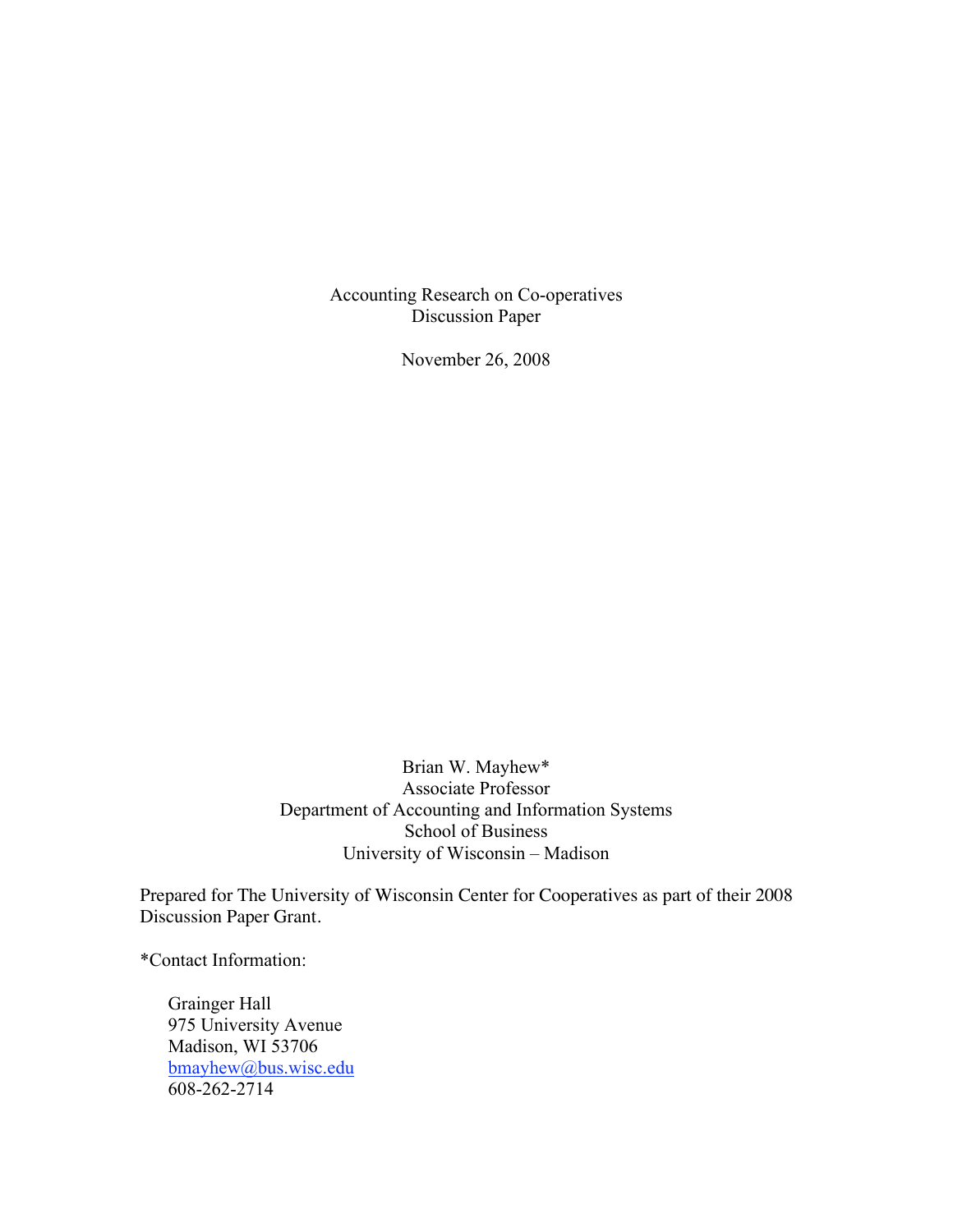# Accounting Research on Co-operatives
## Discussion Paper

November 26, 2008

Brian W. Mayhew*
Associate Professor
Department of Accounting and Information Systems
School of Business
University of Wisconsin – Madison

Prepared for The University of Wisconsin Center for Cooperatives as part of their 2008 Discussion Paper Grant.

*Contact Information:

Grainger Hall
975 University Avenue
Madison, WI 53706
bmayhew@bus.wisc.edu
608-262-2714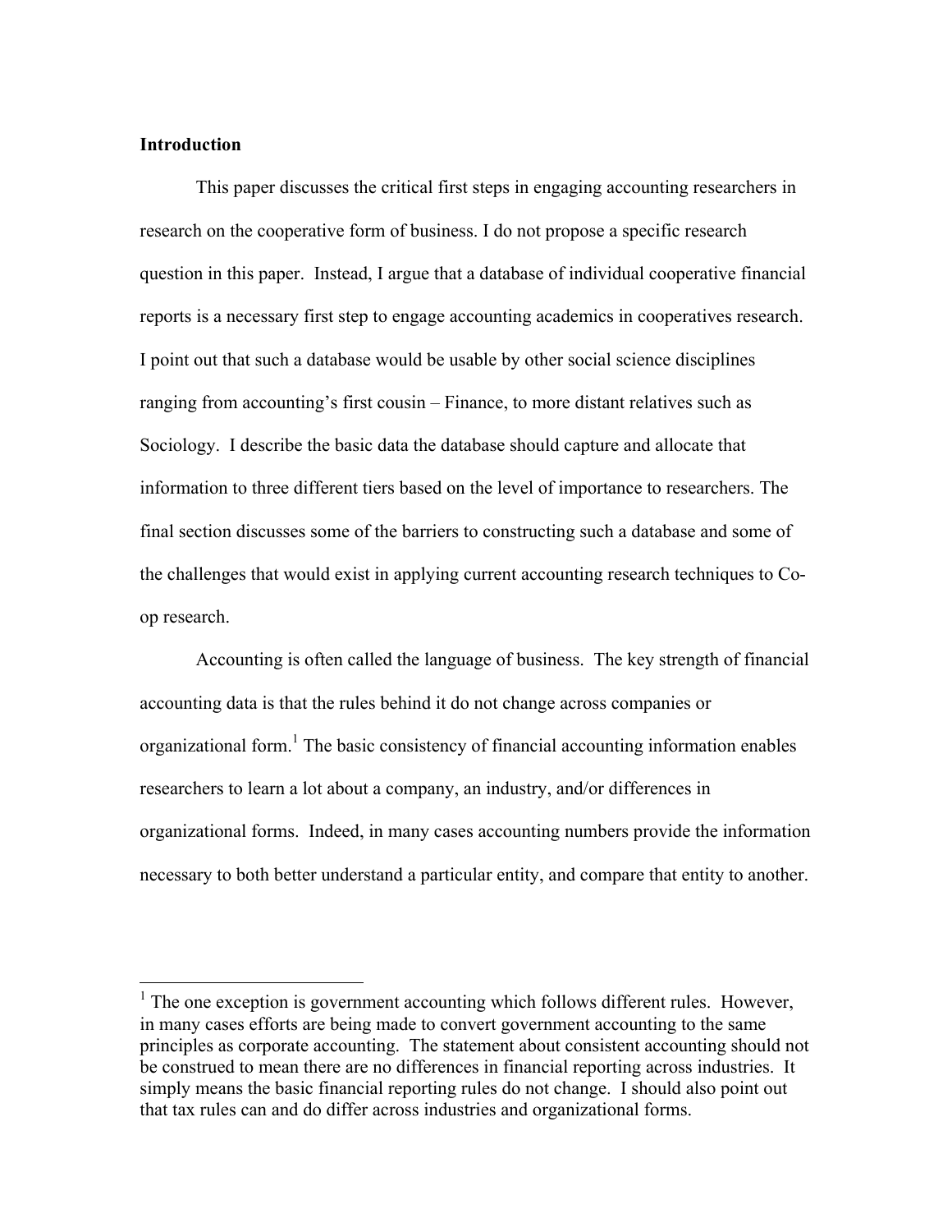**Introduction**

This paper discusses the critical first steps in engaging accounting researchers in research on the cooperative form of business. I do not propose a specific research question in this paper. Instead, I argue that a database of individual cooperative financial reports is a necessary first step to engage accounting academics in cooperatives research. I point out that such a database would be usable by other social science disciplines ranging from accounting's first cousin – Finance, to more distant relatives such as Sociology. I describe the basic data the database should capture and allocate that information to three different tiers based on the level of importance to researchers. The final section discusses some of the barriers to constructing such a database and some of the challenges that would exist in applying current accounting research techniques to Co-op research.

Accounting is often called the language of business. The key strength of financial accounting data is that the rules behind it do not change across companies or organizational form.[1] The basic consistency of financial accounting information enables researchers to learn a lot about a company, an industry, and/or differences in organizational forms. Indeed, in many cases accounting numbers provide the information necessary to both better understand a particular entity, and compare that entity to another.

---

[1] The one exception is government accounting which follows different rules. However, in many cases efforts are being made to convert government accounting to the same principles as corporate accounting. The statement about consistent accounting should not be construed to mean there are no differences in financial reporting across industries. It simply means the basic financial reporting rules do not change. I should also point out that tax rules can and do differ across industries and organizational forms.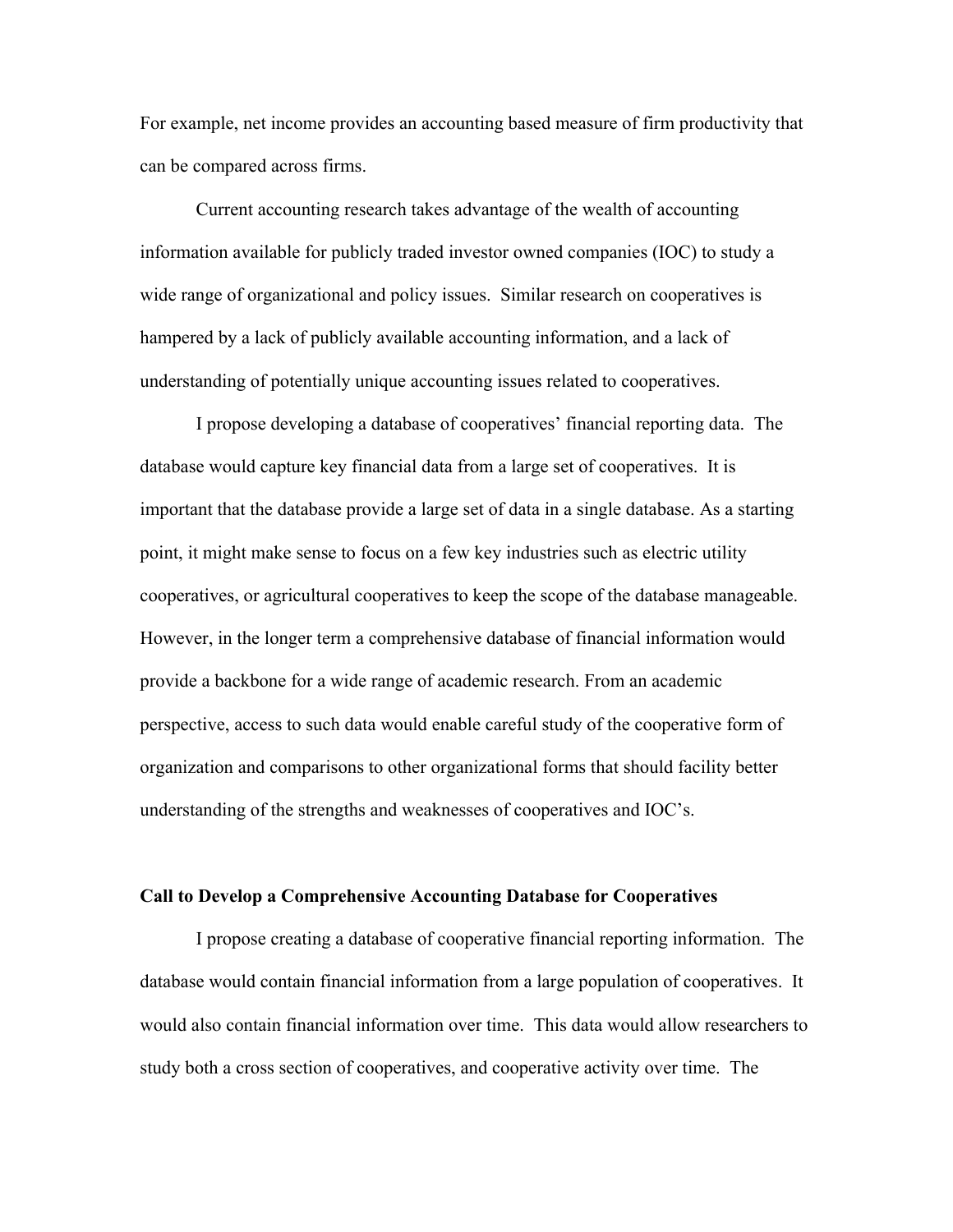For example, net income provides an accounting based measure of firm productivity that can be compared across firms.

Current accounting research takes advantage of the wealth of accounting information available for publicly traded investor owned companies (IOC) to study a wide range of organizational and policy issues. Similar research on cooperatives is hampered by a lack of publicly available accounting information, and a lack of understanding of potentially unique accounting issues related to cooperatives.

I propose developing a database of cooperatives' financial reporting data. The database would capture key financial data from a large set of cooperatives. It is important that the database provide a large set of data in a single database. As a starting point, it might make sense to focus on a few key industries such as electric utility cooperatives, or agricultural cooperatives to keep the scope of the database manageable. However, in the longer term a comprehensive database of financial information would provide a backbone for a wide range of academic research. From an academic perspective, access to such data would enable careful study of the cooperative form of organization and comparisons to other organizational forms that should facility better understanding of the strengths and weaknesses of cooperatives and IOC's.

**Call to Develop a Comprehensive Accounting Database for Cooperatives**

I propose creating a database of cooperative financial reporting information. The database would contain financial information from a large population of cooperatives. It would also contain financial information over time. This data would allow researchers to study both a cross section of cooperatives, and cooperative activity over time. The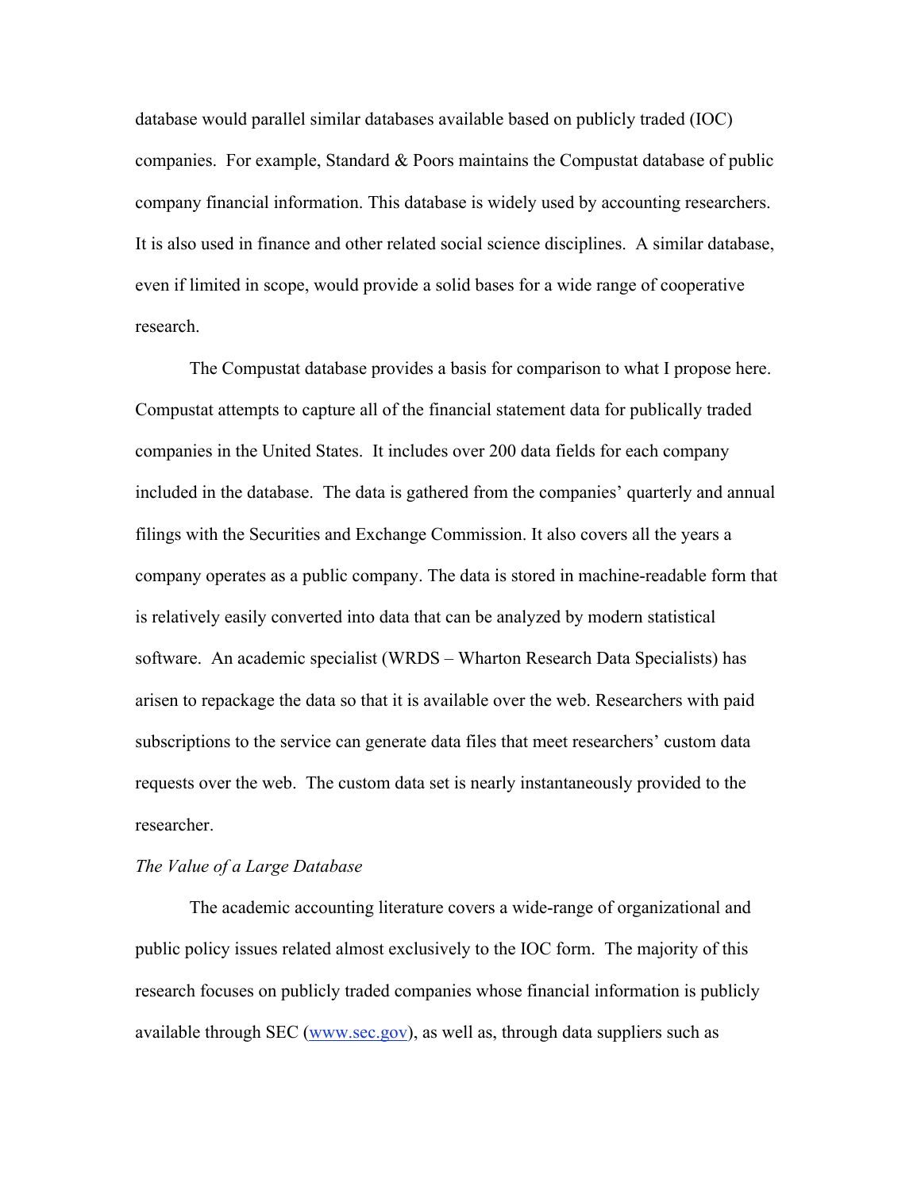database would parallel similar databases available based on publicly traded (IOC) companies. For example, Standard & Poors maintains the Compustat database of public company financial information. This database is widely used by accounting researchers. It is also used in finance and other related social science disciplines. A similar database, even if limited in scope, would provide a solid bases for a wide range of cooperative research.

The Compustat database provides a basis for comparison to what I propose here. Compustat attempts to capture all of the financial statement data for publically traded companies in the United States. It includes over 200 data fields for each company included in the database. The data is gathered from the companies' quarterly and annual filings with the Securities and Exchange Commission. It also covers all the years a company operates as a public company. The data is stored in machine-readable form that is relatively easily converted into data that can be analyzed by modern statistical software. An academic specialist (WRDS – Wharton Research Data Specialists) has arisen to repackage the data so that it is available over the web. Researchers with paid subscriptions to the service can generate data files that meet researchers' custom data requests over the web. The custom data set is nearly instantaneously provided to the researcher.

*The Value of a Large Database*

The academic accounting literature covers a wide-range of organizational and public policy issues related almost exclusively to the IOC form. The majority of this research focuses on publicly traded companies whose financial information is publicly available through SEC (www.sec.gov), as well as, through data suppliers such as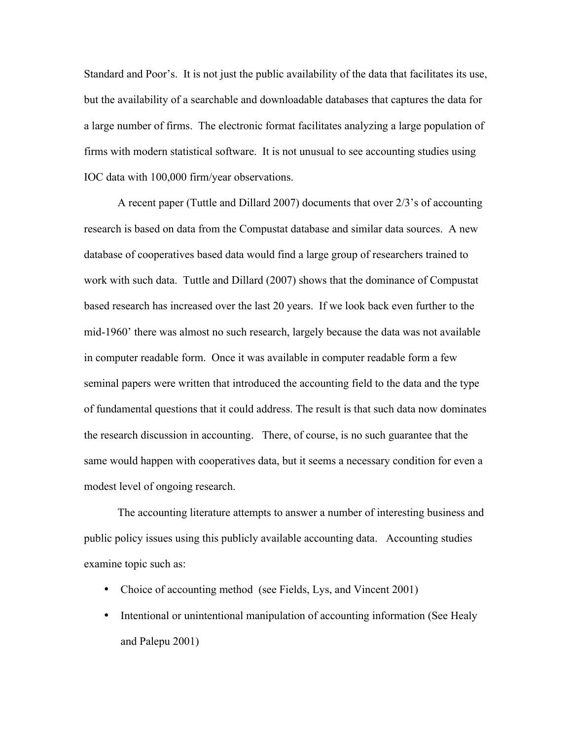Standard and Poor's. It is not just the public availability of the data that facilitates its use, but the availability of a searchable and downloadable databases that captures the data for a large number of firms. The electronic format facilitates analyzing a large population of firms with modern statistical software. It is not unusual to see accounting studies using IOC data with 100,000 firm/year observations.

A recent paper (Tuttle and Dillard 2007) documents that over 2/3's of accounting research is based on data from the Compustat database and similar data sources. A new database of cooperatives based data would find a large group of researchers trained to work with such data. Tuttle and Dillard (2007) shows that the dominance of Compustat based research has increased over the last 20 years. If we look back even further to the mid-1960' there was almost no such research, largely because the data was not available in computer readable form. Once it was available in computer readable form a few seminal papers were written that introduced the accounting field to the data and the type of fundamental questions that it could address. The result is that such data now dominates the research discussion in accounting. There, of course, is no such guarantee that the same would happen with cooperatives data, but it seems a necessary condition for even a modest level of ongoing research.

The accounting literature attempts to answer a number of interesting business and public policy issues using this publicly available accounting data. Accounting studies examine topic such as:

- Choice of accounting method (see Fields, Lys, and Vincent 2001)
- Intentional or unintentional manipulation of accounting information (See Healy and Palepu 2001)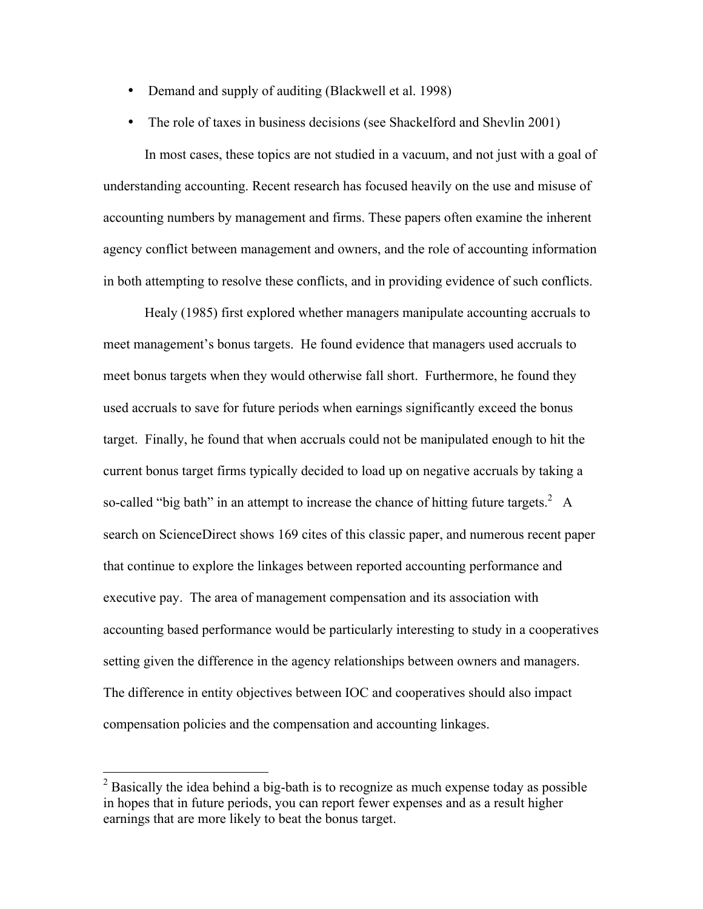- Demand and supply of auditing (Blackwell et al. 1998)
- The role of taxes in business decisions (see Shackelford and Shevlin 2001)

In most cases, these topics are not studied in a vacuum, and not just with a goal of understanding accounting. Recent research has focused heavily on the use and misuse of accounting numbers by management and firms. These papers often examine the inherent agency conflict between management and owners, and the role of accounting information in both attempting to resolve these conflicts, and in providing evidence of such conflicts.

Healy (1985) first explored whether managers manipulate accounting accruals to meet management's bonus targets. He found evidence that managers used accruals to meet bonus targets when they would otherwise fall short. Furthermore, he found they used accruals to save for future periods when earnings significantly exceed the bonus target. Finally, he found that when accruals could not be manipulated enough to hit the current bonus target firms typically decided to load up on negative accruals by taking a so-called "big bath" in an attempt to increase the chance of hitting future targets.[2] A search on ScienceDirect shows 169 cites of this classic paper, and numerous recent paper that continue to explore the linkages between reported accounting performance and executive pay. The area of management compensation and its association with accounting based performance would be particularly interesting to study in a cooperatives setting given the difference in the agency relationships between owners and managers. The difference in entity objectives between IOC and cooperatives should also impact compensation policies and the compensation and accounting linkages.

---

[2] Basically the idea behind a big-bath is to recognize as much expense today as possible in hopes that in future periods, you can report fewer expenses and as a result higher earnings that are more likely to beat the bonus target.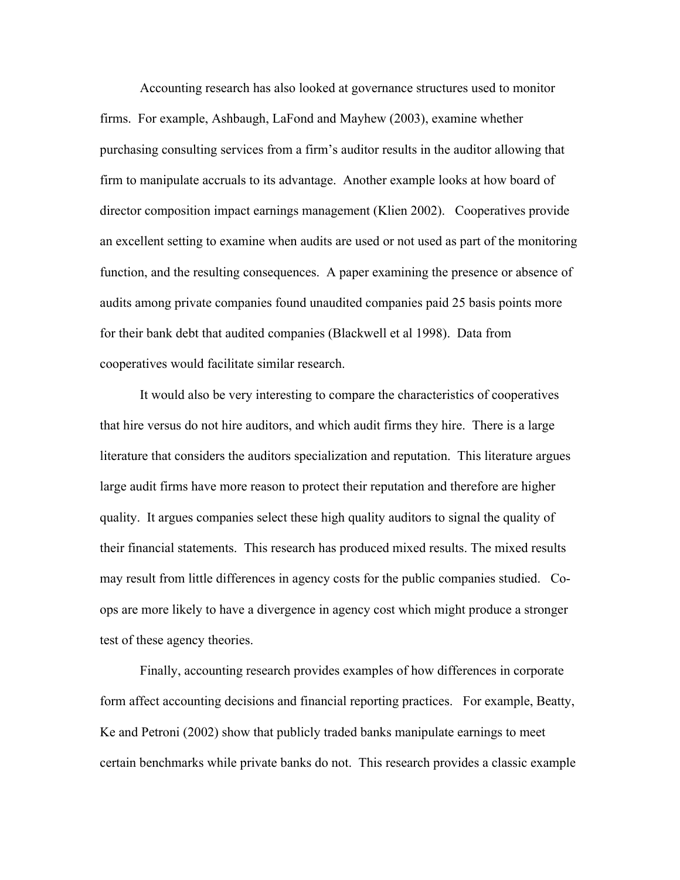Accounting research has also looked at governance structures used to monitor firms. For example, Ashbaugh, LaFond and Mayhew (2003), examine whether purchasing consulting services from a firm's auditor results in the auditor allowing that firm to manipulate accruals to its advantage. Another example looks at how board of director composition impact earnings management (Klien 2002). Cooperatives provide an excellent setting to examine when audits are used or not used as part of the monitoring function, and the resulting consequences. A paper examining the presence or absence of audits among private companies found unaudited companies paid 25 basis points more for their bank debt that audited companies (Blackwell et al 1998). Data from cooperatives would facilitate similar research.

It would also be very interesting to compare the characteristics of cooperatives that hire versus do not hire auditors, and which audit firms they hire. There is a large literature that considers the auditors specialization and reputation. This literature argues large audit firms have more reason to protect their reputation and therefore are higher quality. It argues companies select these high quality auditors to signal the quality of their financial statements. This research has produced mixed results. The mixed results may result from little differences in agency costs for the public companies studied. Co-ops are more likely to have a divergence in agency cost which might produce a stronger test of these agency theories.

Finally, accounting research provides examples of how differences in corporate form affect accounting decisions and financial reporting practices. For example, Beatty, Ke and Petroni (2002) show that publicly traded banks manipulate earnings to meet certain benchmarks while private banks do not. This research provides a classic example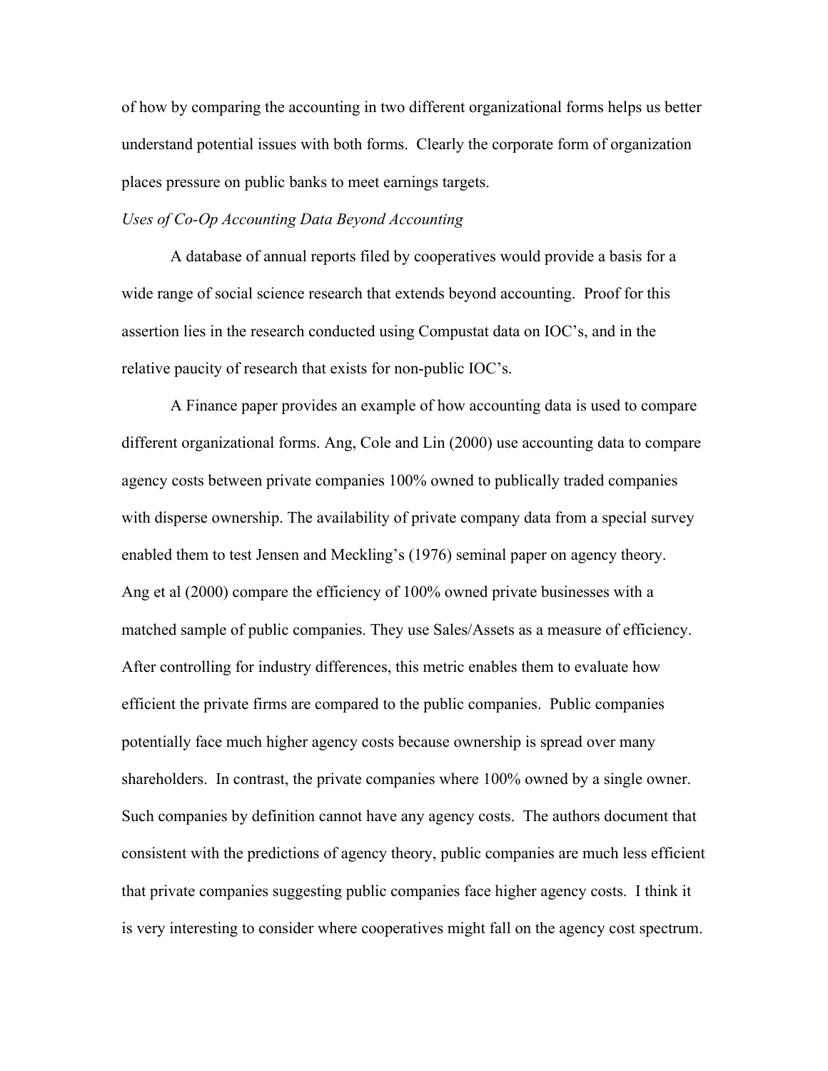of how by comparing the accounting in two different organizational forms helps us better understand potential issues with both forms. Clearly the corporate form of organization places pressure on public banks to meet earnings targets.

*Uses of Co-Op Accounting Data Beyond Accounting*

A database of annual reports filed by cooperatives would provide a basis for a wide range of social science research that extends beyond accounting. Proof for this assertion lies in the research conducted using Compustat data on IOC's, and in the relative paucity of research that exists for non-public IOC's.

A Finance paper provides an example of how accounting data is used to compare different organizational forms. Ang, Cole and Lin (2000) use accounting data to compare agency costs between private companies 100% owned to publically traded companies with disperse ownership. The availability of private company data from a special survey enabled them to test Jensen and Meckling's (1976) seminal paper on agency theory. Ang et al (2000) compare the efficiency of 100% owned private businesses with a matched sample of public companies. They use Sales/Assets as a measure of efficiency. After controlling for industry differences, this metric enables them to evaluate how efficient the private firms are compared to the public companies. Public companies potentially face much higher agency costs because ownership is spread over many shareholders. In contrast, the private companies where 100% owned by a single owner. Such companies by definition cannot have any agency costs. The authors document that consistent with the predictions of agency theory, public companies are much less efficient that private companies suggesting public companies face higher agency costs. I think it is very interesting to consider where cooperatives might fall on the agency cost spectrum.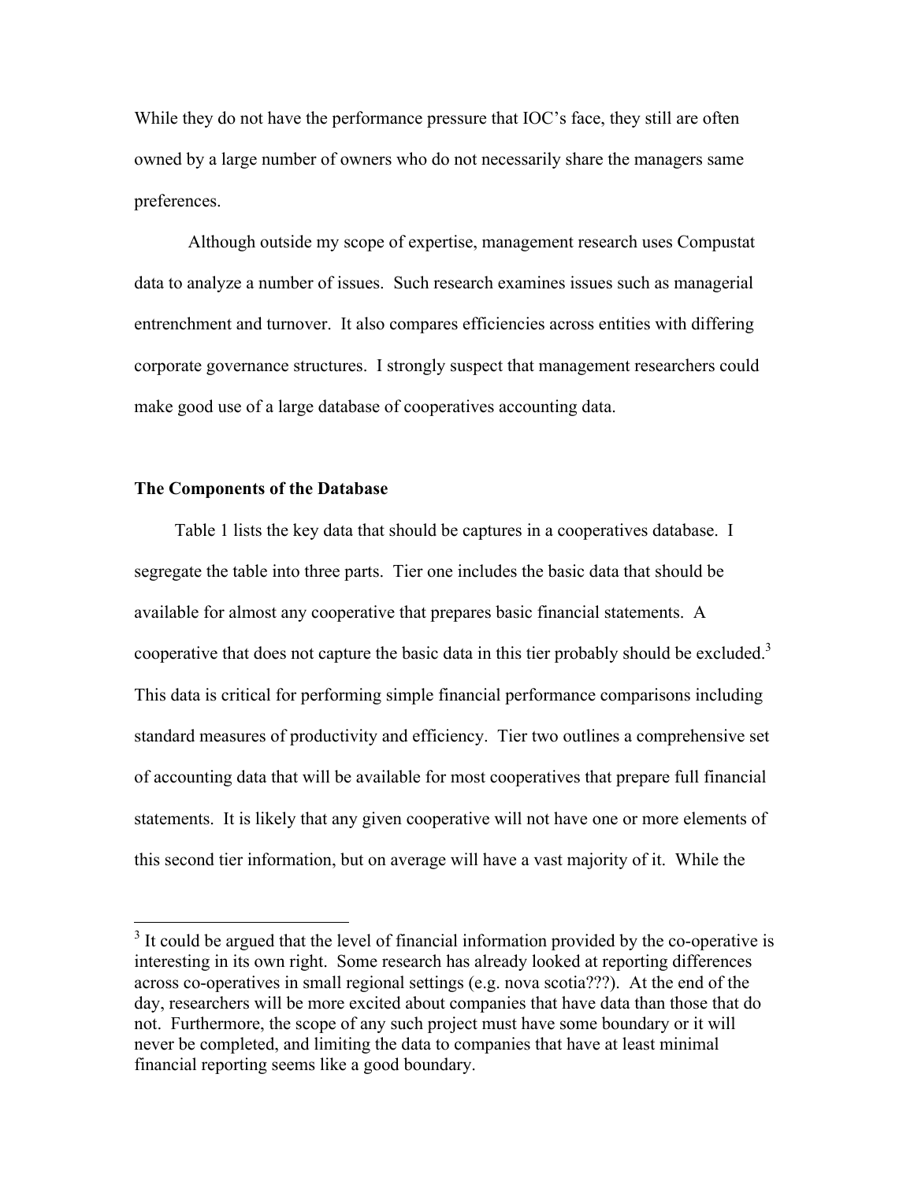While they do not have the performance pressure that IOC's face, they still are often owned by a large number of owners who do not necessarily share the managers same preferences.

Although outside my scope of expertise, management research uses Compustat data to analyze a number of issues. Such research examines issues such as managerial entrenchment and turnover. It also compares efficiencies across entities with differing corporate governance structures. I strongly suspect that management researchers could make good use of a large database of cooperatives accounting data.

**The Components of the Database**

Table 1 lists the key data that should be captures in a cooperatives database. I segregate the table into three parts. Tier one includes the basic data that should be available for almost any cooperative that prepares basic financial statements. A cooperative that does not capture the basic data in this tier probably should be excluded.[3] This data is critical for performing simple financial performance comparisons including standard measures of productivity and efficiency. Tier two outlines a comprehensive set of accounting data that will be available for most cooperatives that prepare full financial statements. It is likely that any given cooperative will not have one or more elements of this second tier information, but on average will have a vast majority of it. While the

---

[3] It could be argued that the level of financial information provided by the co-operative is interesting in its own right. Some research has already looked at reporting differences across co-operatives in small regional settings (e.g. nova scotia???). At the end of the day, researchers will be more excited about companies that have data than those that do not. Furthermore, the scope of any such project must have some boundary or it will never be completed, and limiting the data to companies that have at least minimal financial reporting seems like a good boundary.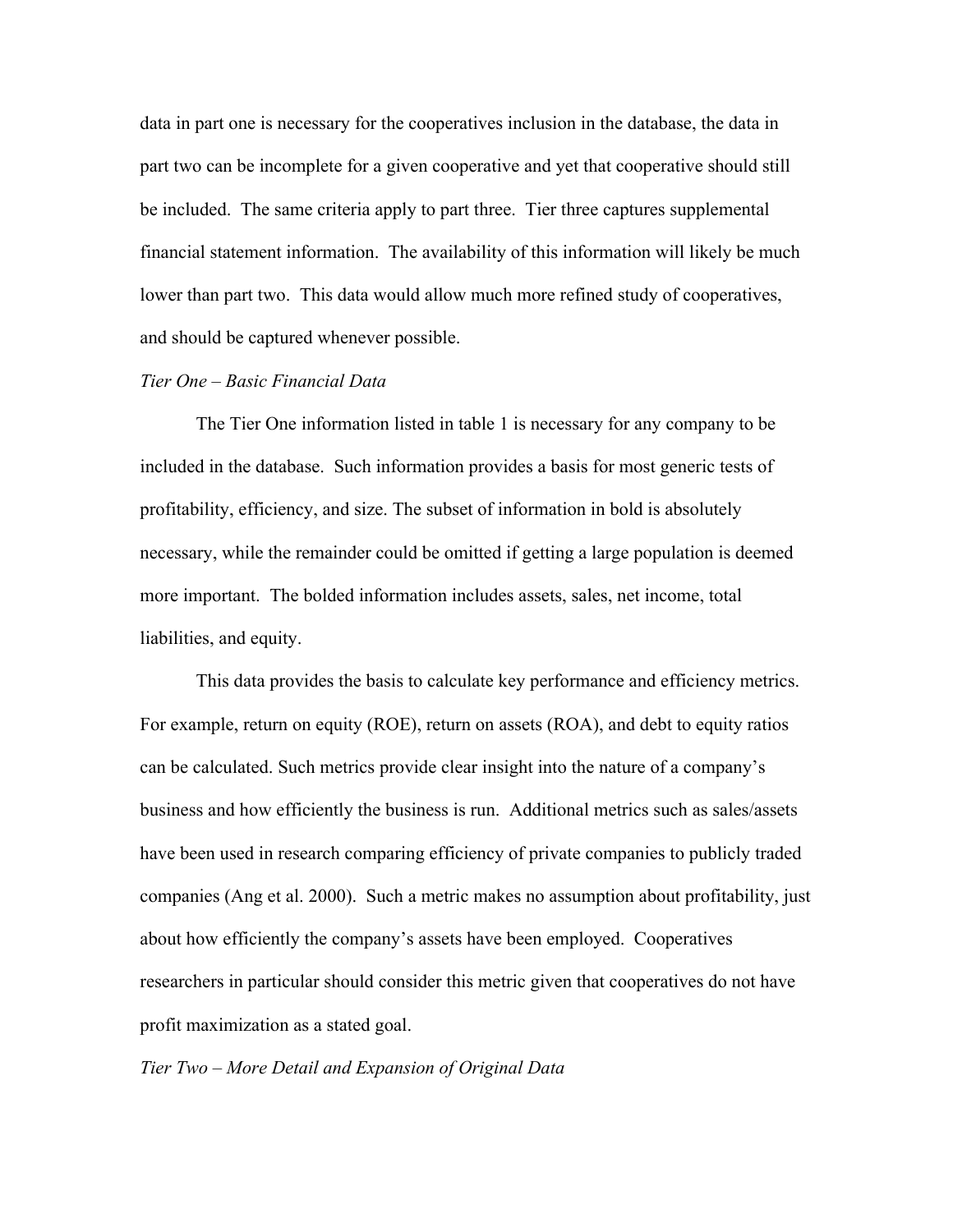data in part one is necessary for the cooperatives inclusion in the database, the data in part two can be incomplete for a given cooperative and yet that cooperative should still be included. The same criteria apply to part three. Tier three captures supplemental financial statement information. The availability of this information will likely be much lower than part two. This data would allow much more refined study of cooperatives, and should be captured whenever possible.

*Tier One – Basic Financial Data*

The Tier One information listed in table 1 is necessary for any company to be included in the database. Such information provides a basis for most generic tests of profitability, efficiency, and size. The subset of information in bold is absolutely necessary, while the remainder could be omitted if getting a large population is deemed more important. The bolded information includes assets, sales, net income, total liabilities, and equity.

This data provides the basis to calculate key performance and efficiency metrics. For example, return on equity (ROE), return on assets (ROA), and debt to equity ratios can be calculated. Such metrics provide clear insight into the nature of a company's business and how efficiently the business is run. Additional metrics such as sales/assets have been used in research comparing efficiency of private companies to publicly traded companies (Ang et al. 2000). Such a metric makes no assumption about profitability, just about how efficiently the company's assets have been employed. Cooperatives researchers in particular should consider this metric given that cooperatives do not have profit maximization as a stated goal.

*Tier Two – More Detail and Expansion of Original Data*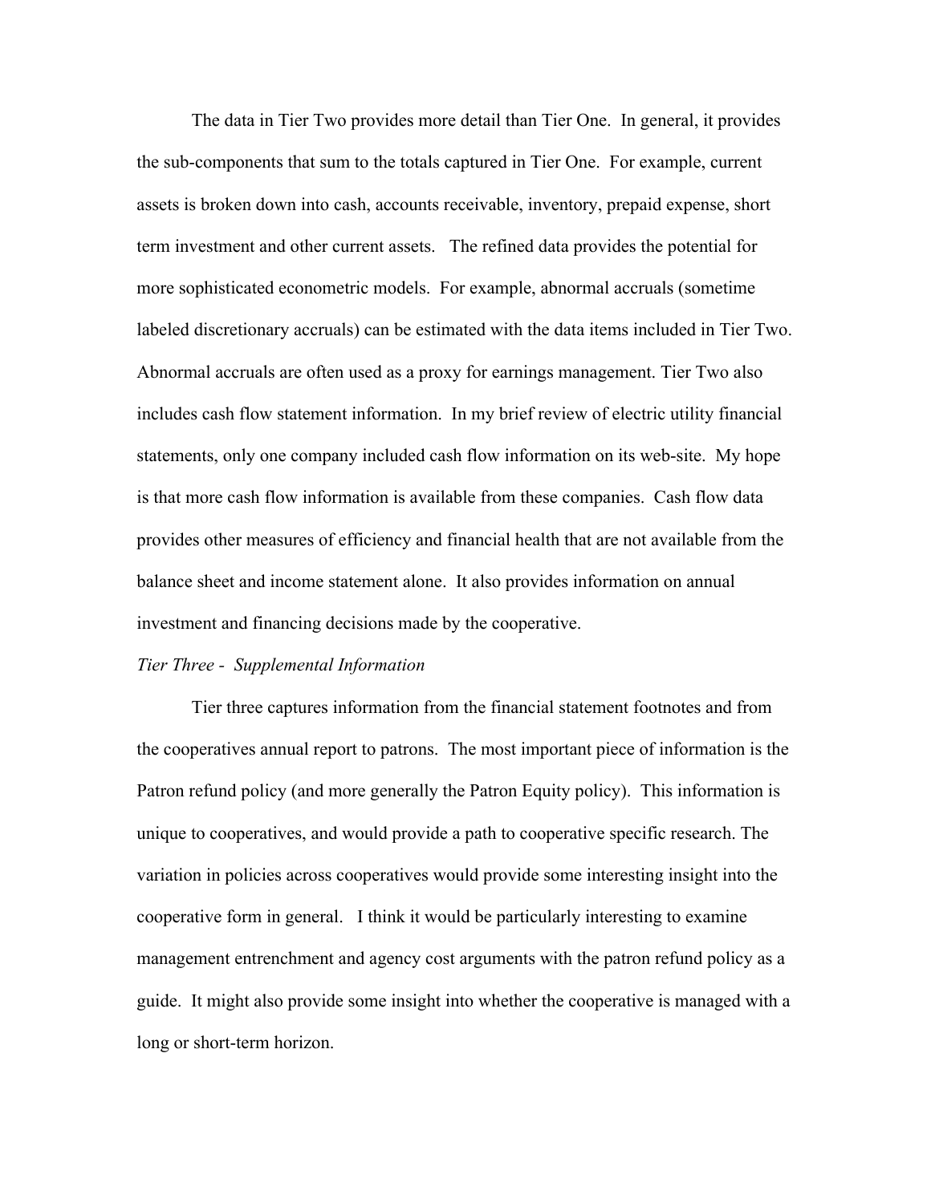The data in Tier Two provides more detail than Tier One. In general, it provides the sub-components that sum to the totals captured in Tier One. For example, current assets is broken down into cash, accounts receivable, inventory, prepaid expense, short term investment and other current assets. The refined data provides the potential for more sophisticated econometric models. For example, abnormal accruals (sometime labeled discretionary accruals) can be estimated with the data items included in Tier Two. Abnormal accruals are often used as a proxy for earnings management. Tier Two also includes cash flow statement information. In my brief review of electric utility financial statements, only one company included cash flow information on its web-site. My hope is that more cash flow information is available from these companies. Cash flow data provides other measures of efficiency and financial health that are not available from the balance sheet and income statement alone. It also provides information on annual investment and financing decisions made by the cooperative.

*Tier Three - Supplemental Information*

Tier three captures information from the financial statement footnotes and from the cooperatives annual report to patrons. The most important piece of information is the Patron refund policy (and more generally the Patron Equity policy). This information is unique to cooperatives, and would provide a path to cooperative specific research. The variation in policies across cooperatives would provide some interesting insight into the cooperative form in general. I think it would be particularly interesting to examine management entrenchment and agency cost arguments with the patron refund policy as a guide. It might also provide some insight into whether the cooperative is managed with a long or short-term horizon.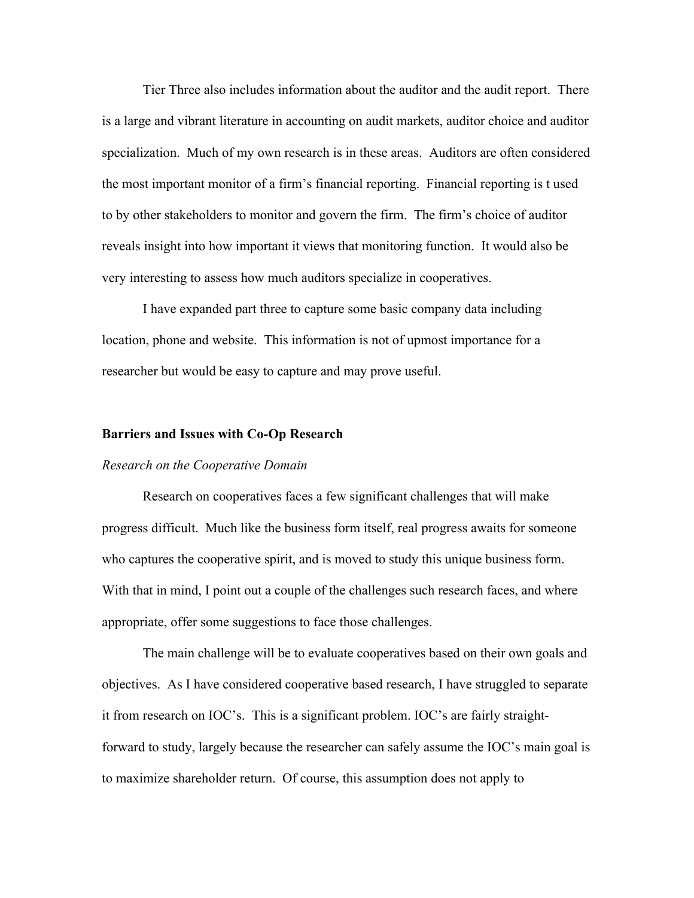Tier Three also includes information about the auditor and the audit report. There is a large and vibrant literature in accounting on audit markets, auditor choice and auditor specialization. Much of my own research is in these areas. Auditors are often considered the most important monitor of a firm's financial reporting. Financial reporting is t used to by other stakeholders to monitor and govern the firm. The firm's choice of auditor reveals insight into how important it views that monitoring function. It would also be very interesting to assess how much auditors specialize in cooperatives.

I have expanded part three to capture some basic company data including location, phone and website. This information is not of upmost importance for a researcher but would be easy to capture and may prove useful.

## Barriers and Issues with Co-Op Research

### *Research on the Cooperative Domain*

Research on cooperatives faces a few significant challenges that will make progress difficult. Much like the business form itself, real progress awaits for someone who captures the cooperative spirit, and is moved to study this unique business form. With that in mind, I point out a couple of the challenges such research faces, and where appropriate, offer some suggestions to face those challenges.

The main challenge will be to evaluate cooperatives based on their own goals and objectives. As I have considered cooperative based research, I have struggled to separate it from research on IOC's. This is a significant problem. IOC's are fairly straight-forward to study, largely because the researcher can safely assume the IOC's main goal is to maximize shareholder return. Of course, this assumption does not apply to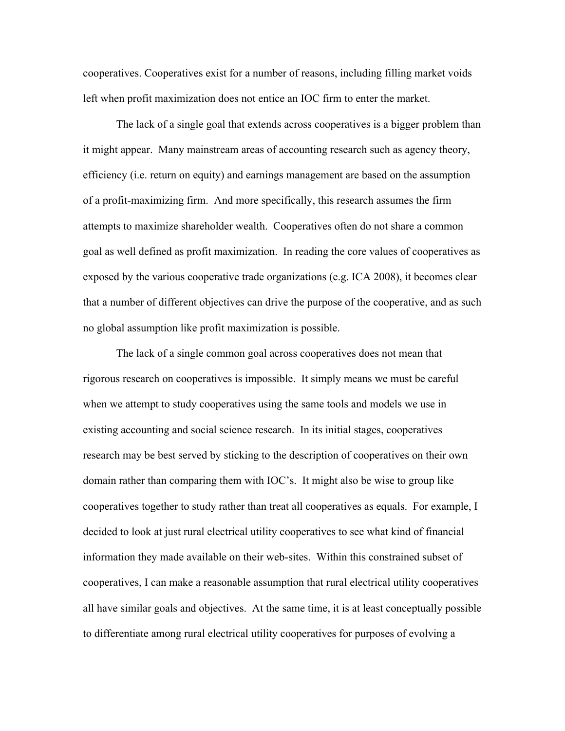cooperatives. Cooperatives exist for a number of reasons, including filling market voids left when profit maximization does not entice an IOC firm to enter the market.

The lack of a single goal that extends across cooperatives is a bigger problem than it might appear. Many mainstream areas of accounting research such as agency theory, efficiency (i.e. return on equity) and earnings management are based on the assumption of a profit-maximizing firm. And more specifically, this research assumes the firm attempts to maximize shareholder wealth. Cooperatives often do not share a common goal as well defined as profit maximization. In reading the core values of cooperatives as exposed by the various cooperative trade organizations (e.g. ICA 2008), it becomes clear that a number of different objectives can drive the purpose of the cooperative, and as such no global assumption like profit maximization is possible.

The lack of a single common goal across cooperatives does not mean that rigorous research on cooperatives is impossible. It simply means we must be careful when we attempt to study cooperatives using the same tools and models we use in existing accounting and social science research. In its initial stages, cooperatives research may be best served by sticking to the description of cooperatives on their own domain rather than comparing them with IOC's. It might also be wise to group like cooperatives together to study rather than treat all cooperatives as equals. For example, I decided to look at just rural electrical utility cooperatives to see what kind of financial information they made available on their web-sites. Within this constrained subset of cooperatives, I can make a reasonable assumption that rural electrical utility cooperatives all have similar goals and objectives. At the same time, it is at least conceptually possible to differentiate among rural electrical utility cooperatives for purposes of evolving a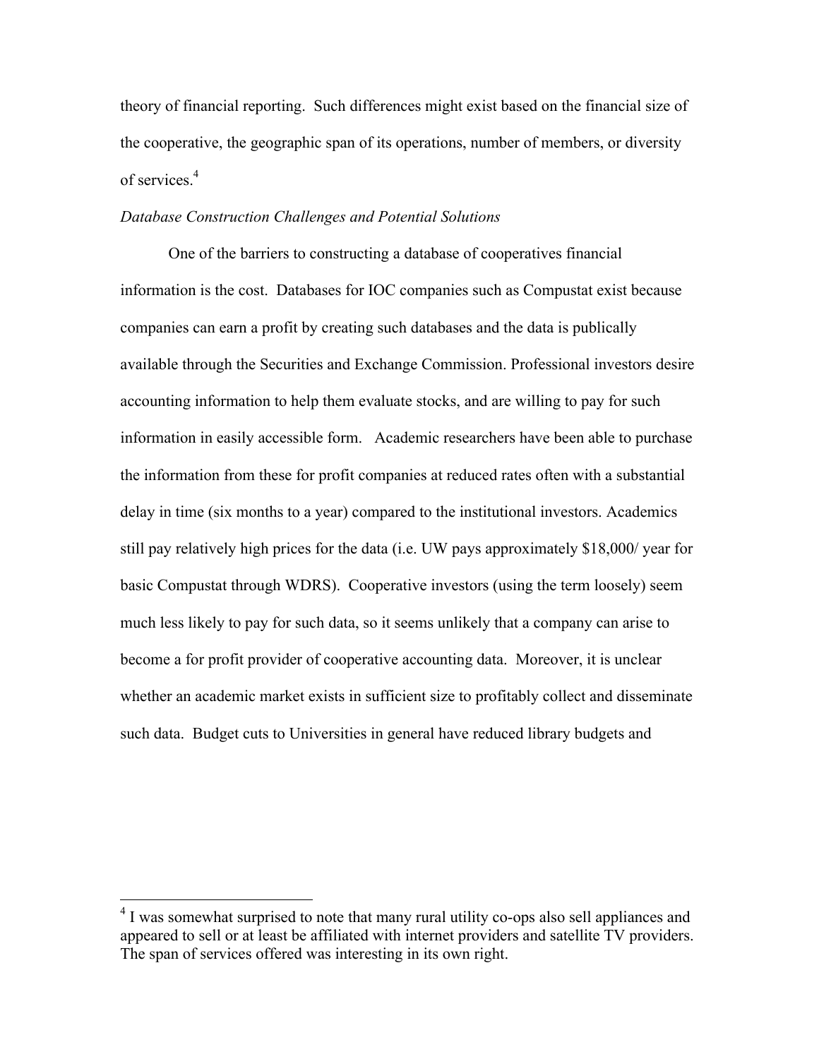theory of financial reporting. Such differences might exist based on the financial size of the cooperative, the geographic span of its operations, number of members, or diversity of services.[4]

*Database Construction Challenges and Potential Solutions*

One of the barriers to constructing a database of cooperatives financial information is the cost. Databases for IOC companies such as Compustat exist because companies can earn a profit by creating such databases and the data is publically available through the Securities and Exchange Commission. Professional investors desire accounting information to help them evaluate stocks, and are willing to pay for such information in easily accessible form. Academic researchers have been able to purchase the information from these for profit companies at reduced rates often with a substantial delay in time (six months to a year) compared to the institutional investors. Academics still pay relatively high prices for the data (i.e. UW pays approximately $18,000/ year for basic Compustat through WDRS). Cooperative investors (using the term loosely) seem much less likely to pay for such data, so it seems unlikely that a company can arise to become a for profit provider of cooperative accounting data. Moreover, it is unclear whether an academic market exists in sufficient size to profitably collect and disseminate such data. Budget cuts to Universities in general have reduced library budgets and

[4] I was somewhat surprised to note that many rural utility co-ops also sell appliances and appeared to sell or at least be affiliated with internet providers and satellite TV providers. The span of services offered was interesting in its own right.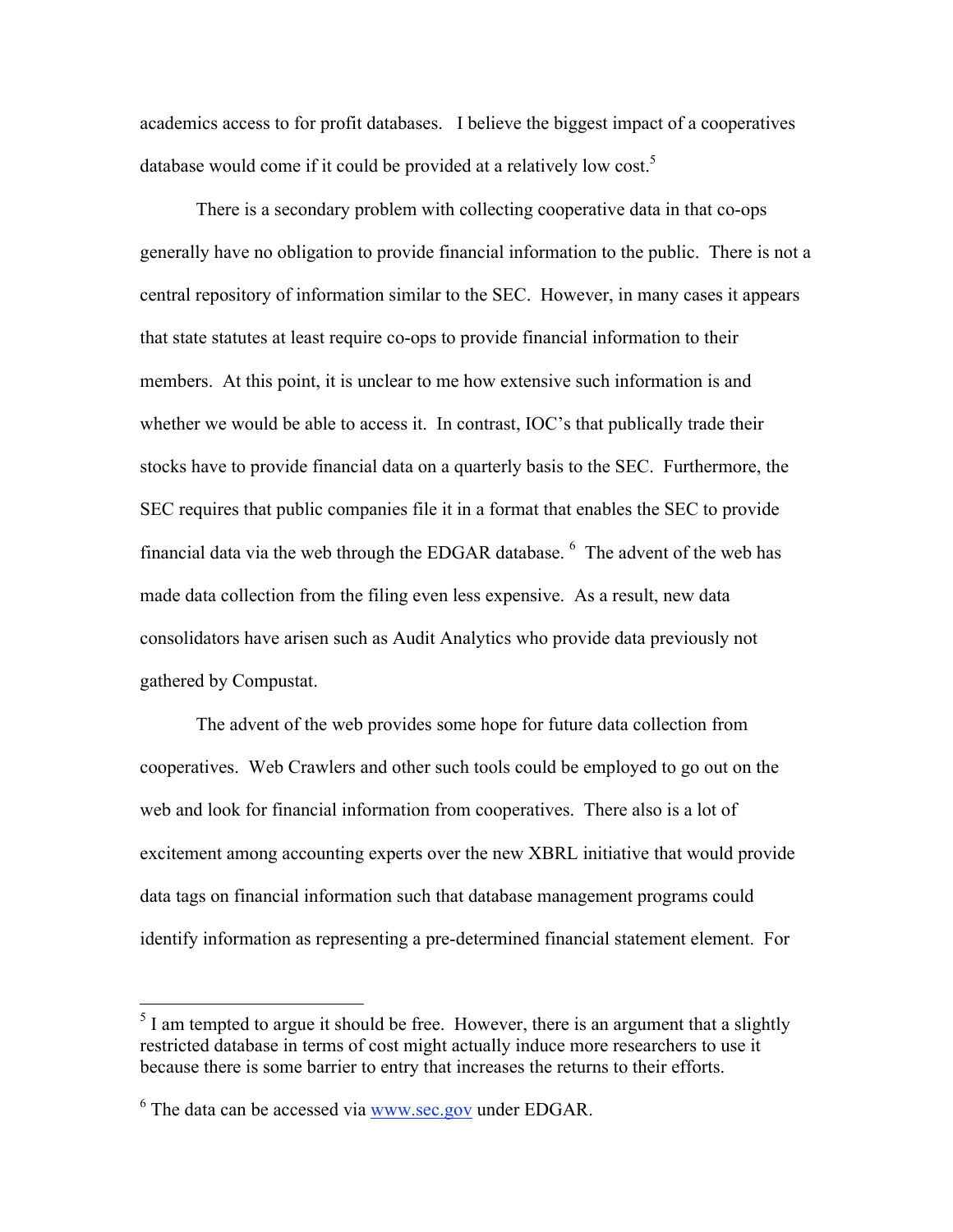academics access to for profit databases. I believe the biggest impact of a cooperatives database would come if it could be provided at a relatively low cost.[5]

There is a secondary problem with collecting cooperative data in that co-ops generally have no obligation to provide financial information to the public. There is not a central repository of information similar to the SEC. However, in many cases it appears that state statutes at least require co-ops to provide financial information to their members. At this point, it is unclear to me how extensive such information is and whether we would be able to access it. In contrast, IOC's that publically trade their stocks have to provide financial data on a quarterly basis to the SEC. Furthermore, the SEC requires that public companies file it in a format that enables the SEC to provide financial data via the web through the EDGAR database.[6] The advent of the web has made data collection from the filing even less expensive. As a result, new data consolidators have arisen such as Audit Analytics who provide data previously not gathered by Compustat.

The advent of the web provides some hope for future data collection from cooperatives. Web Crawlers and other such tools could be employed to go out on the web and look for financial information from cooperatives. There also is a lot of excitement among accounting experts over the new XBRL initiative that would provide data tags on financial information such that database management programs could identify information as representing a pre-determined financial statement element. For

---

[5] I am tempted to argue it should be free. However, there is an argument that a slightly restricted database in terms of cost might actually induce more researchers to use it because there is some barrier to entry that increases the returns to their efforts.

[6] The data can be accessed via www.sec.gov under EDGAR.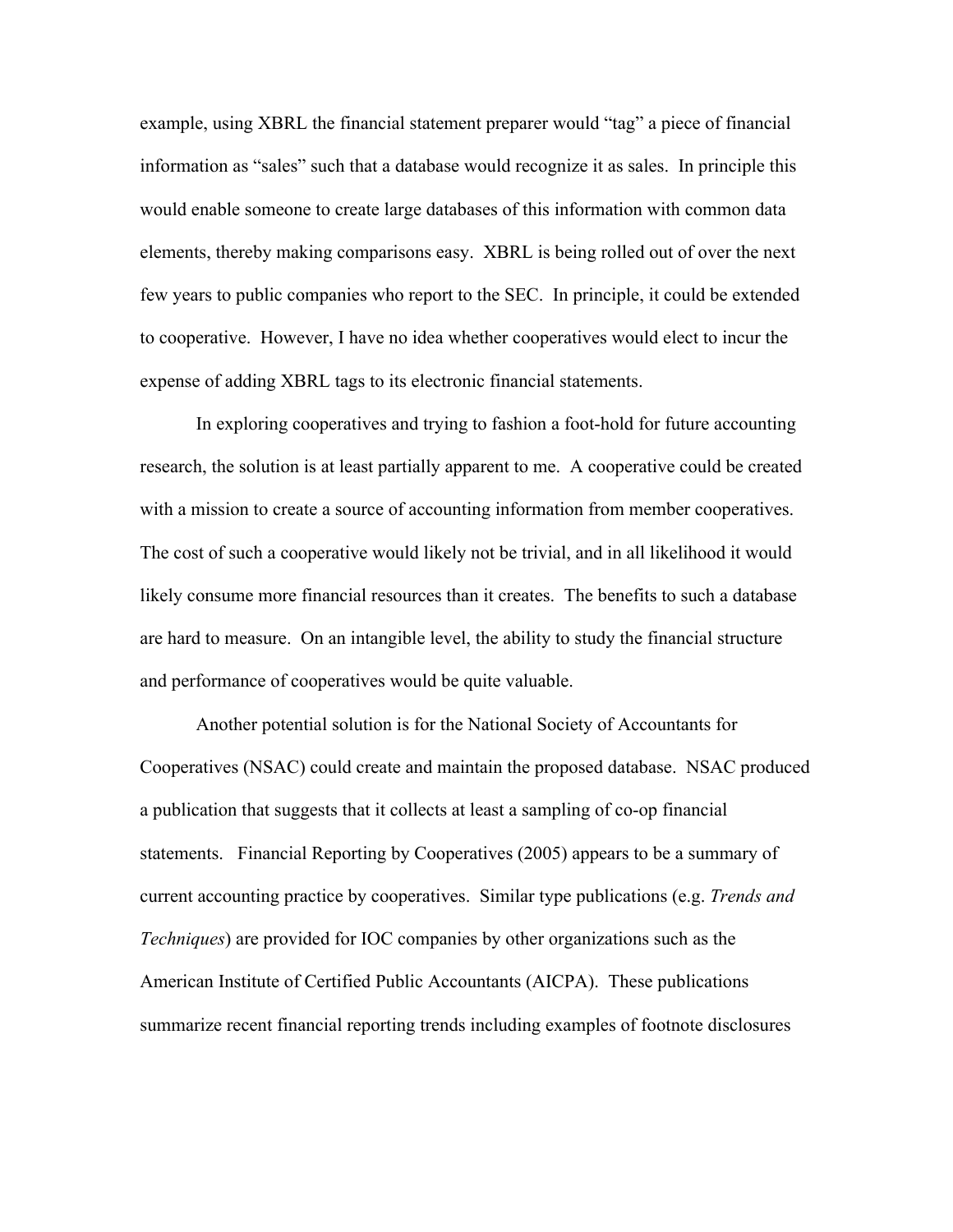example, using XBRL the financial statement preparer would "tag" a piece of financial information as "sales" such that a database would recognize it as sales. In principle this would enable someone to create large databases of this information with common data elements, thereby making comparisons easy. XBRL is being rolled out of over the next few years to public companies who report to the SEC. In principle, it could be extended to cooperative. However, I have no idea whether cooperatives would elect to incur the expense of adding XBRL tags to its electronic financial statements.

In exploring cooperatives and trying to fashion a foot-hold for future accounting research, the solution is at least partially apparent to me. A cooperative could be created with a mission to create a source of accounting information from member cooperatives. The cost of such a cooperative would likely not be trivial, and in all likelihood it would likely consume more financial resources than it creates. The benefits to such a database are hard to measure. On an intangible level, the ability to study the financial structure and performance of cooperatives would be quite valuable.

Another potential solution is for the National Society of Accountants for Cooperatives (NSAC) could create and maintain the proposed database. NSAC produced a publication that suggests that it collects at least a sampling of co-op financial statements. Financial Reporting by Cooperatives (2005) appears to be a summary of current accounting practice by cooperatives. Similar type publications (e.g. *Trends and Techniques*) are provided for IOC companies by other organizations such as the American Institute of Certified Public Accountants (AICPA). These publications summarize recent financial reporting trends including examples of footnote disclosures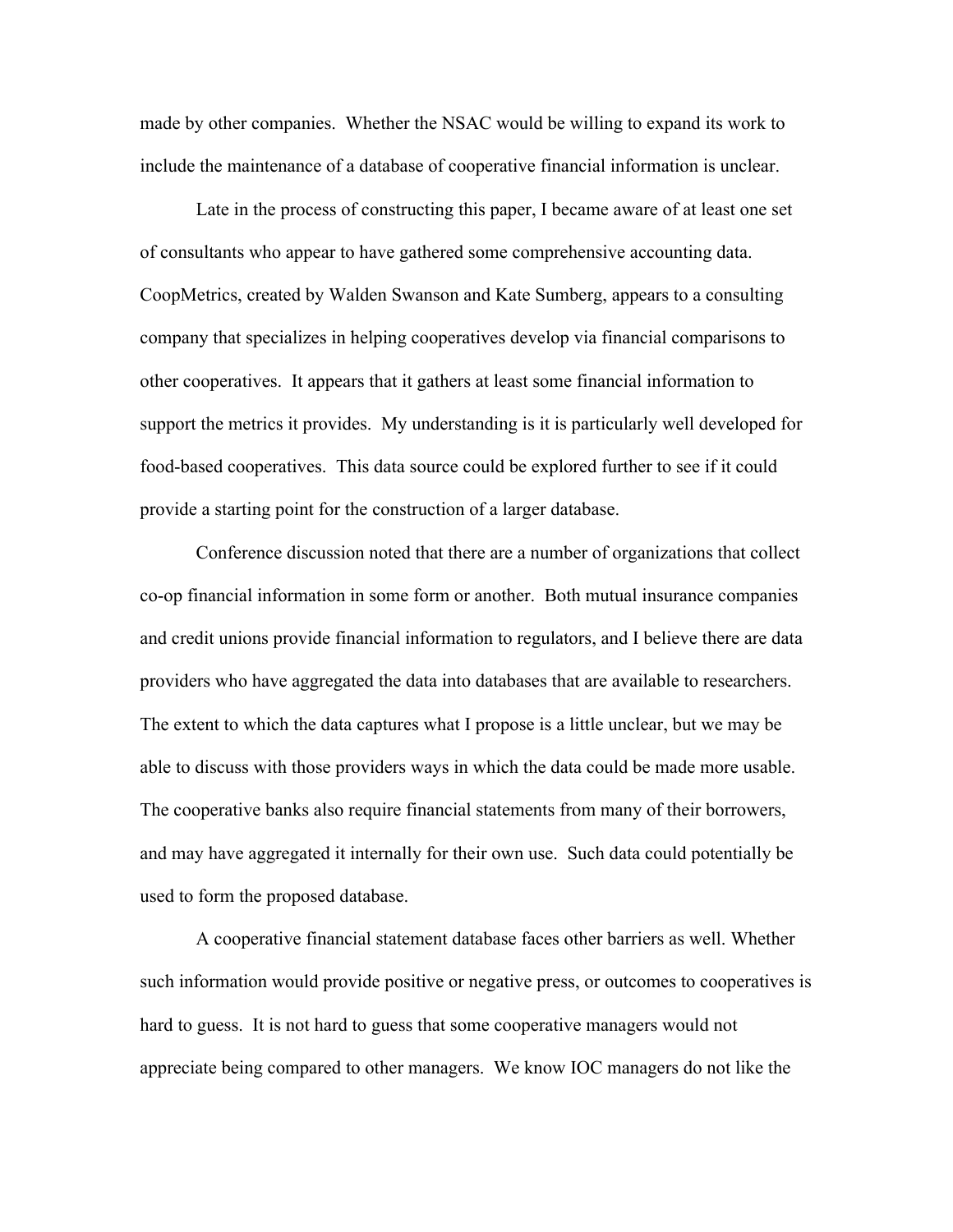made by other companies. Whether the NSAC would be willing to expand its work to include the maintenance of a database of cooperative financial information is unclear.

Late in the process of constructing this paper, I became aware of at least one set of consultants who appear to have gathered some comprehensive accounting data. CoopMetrics, created by Walden Swanson and Kate Sumberg, appears to a consulting company that specializes in helping cooperatives develop via financial comparisons to other cooperatives. It appears that it gathers at least some financial information to support the metrics it provides. My understanding is it is particularly well developed for food-based cooperatives. This data source could be explored further to see if it could provide a starting point for the construction of a larger database.

Conference discussion noted that there are a number of organizations that collect co-op financial information in some form or another. Both mutual insurance companies and credit unions provide financial information to regulators, and I believe there are data providers who have aggregated the data into databases that are available to researchers. The extent to which the data captures what I propose is a little unclear, but we may be able to discuss with those providers ways in which the data could be made more usable. The cooperative banks also require financial statements from many of their borrowers, and may have aggregated it internally for their own use. Such data could potentially be used to form the proposed database.

A cooperative financial statement database faces other barriers as well. Whether such information would provide positive or negative press, or outcomes to cooperatives is hard to guess. It is not hard to guess that some cooperative managers would not appreciate being compared to other managers. We know IOC managers do not like the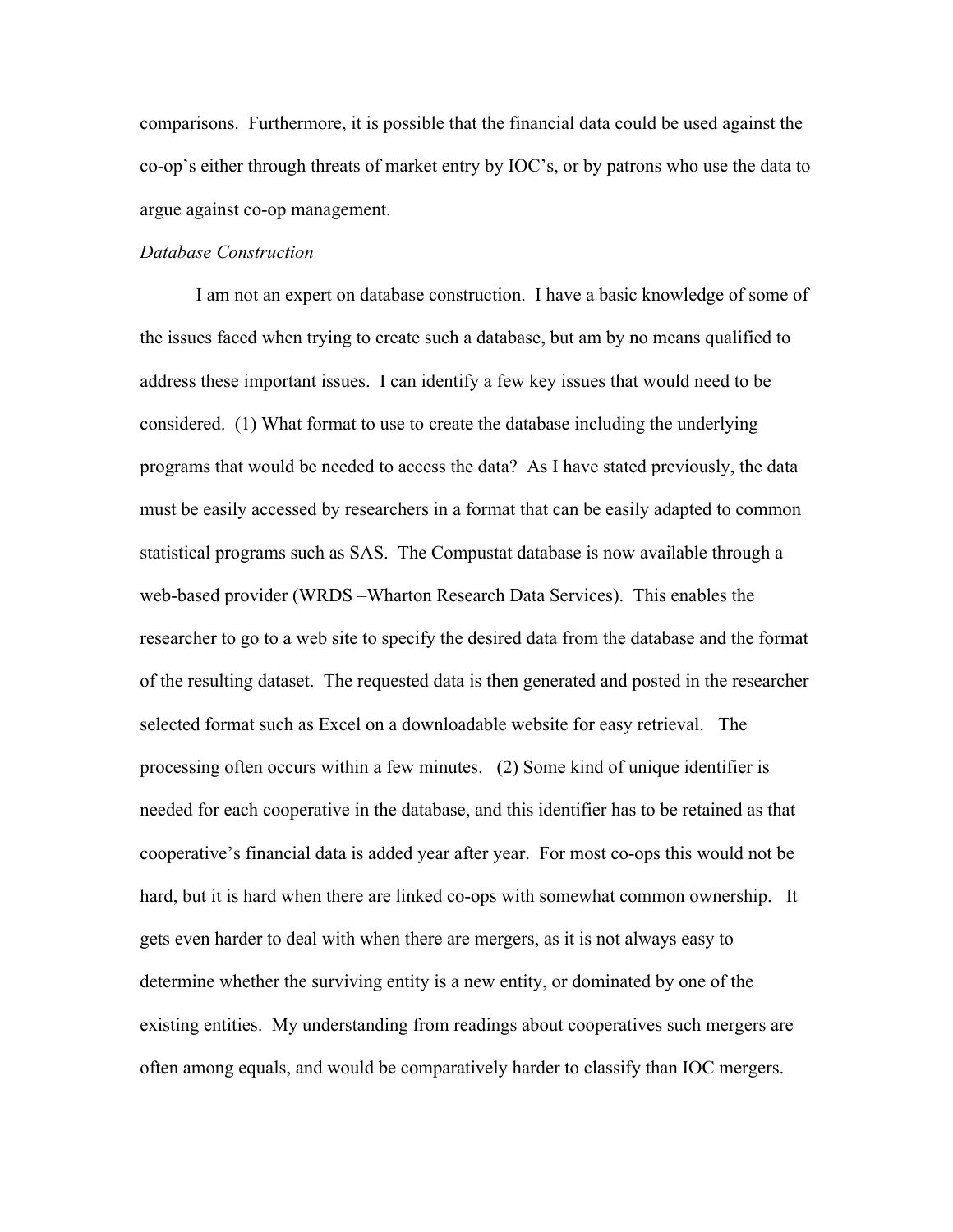comparisons. Furthermore, it is possible that the financial data could be used against the co-op's either through threats of market entry by IOC's, or by patrons who use the data to argue against co-op management.

*Database Construction*

I am not an expert on database construction. I have a basic knowledge of some of the issues faced when trying to create such a database, but am by no means qualified to address these important issues. I can identify a few key issues that would need to be considered. (1) What format to use to create the database including the underlying programs that would be needed to access the data? As I have stated previously, the data must be easily accessed by researchers in a format that can be easily adapted to common statistical programs such as SAS. The Compustat database is now available through a web-based provider (WRDS –Wharton Research Data Services). This enables the researcher to go to a web site to specify the desired data from the database and the format of the resulting dataset. The requested data is then generated and posted in the researcher selected format such as Excel on a downloadable website for easy retrieval. The processing often occurs within a few minutes. (2) Some kind of unique identifier is needed for each cooperative in the database, and this identifier has to be retained as that cooperative's financial data is added year after year. For most co-ops this would not be hard, but it is hard when there are linked co-ops with somewhat common ownership. It gets even harder to deal with when there are mergers, as it is not always easy to determine whether the surviving entity is a new entity, or dominated by one of the existing entities. My understanding from readings about cooperatives such mergers are often among equals, and would be comparatively harder to classify than IOC mergers.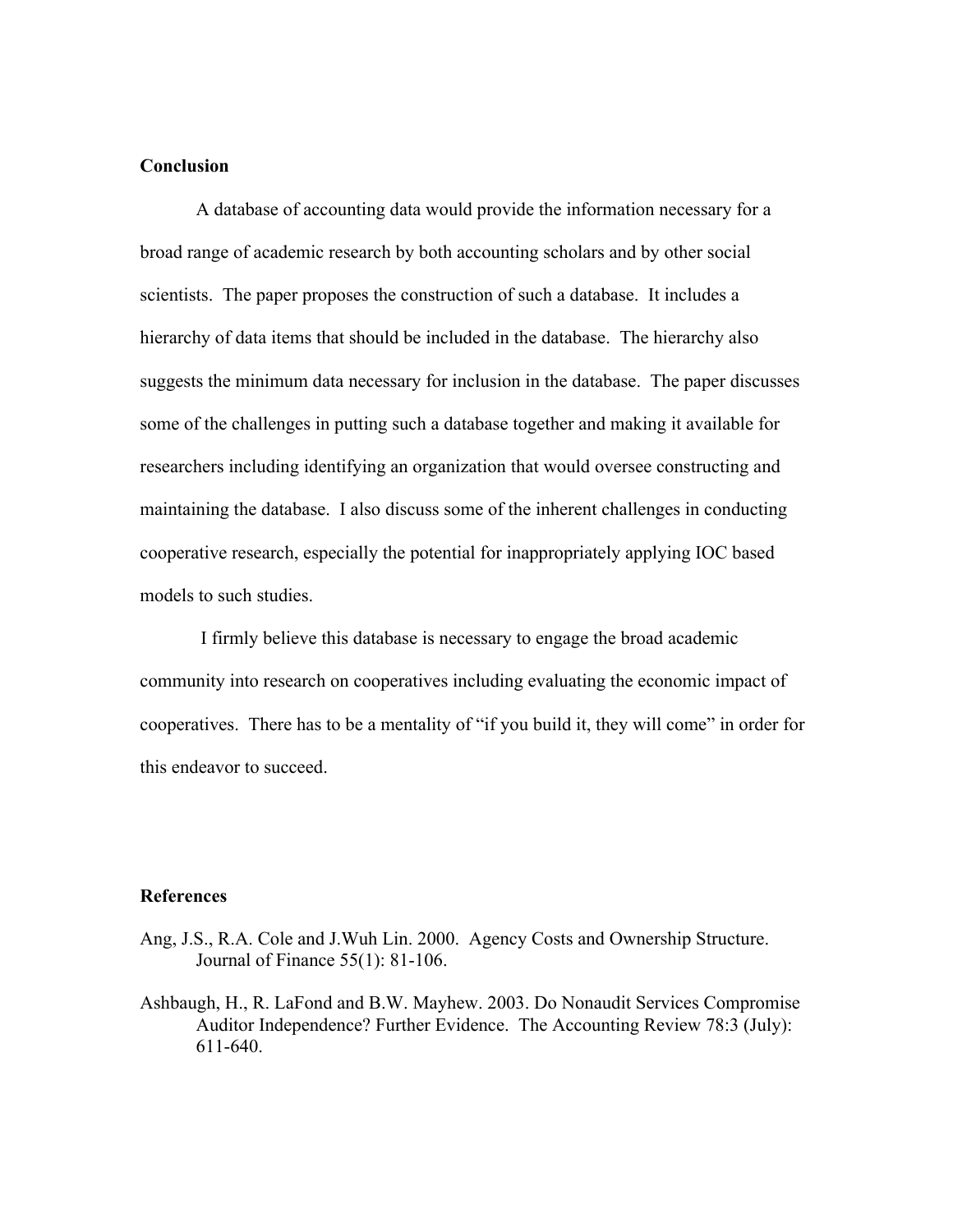## Conclusion

A database of accounting data would provide the information necessary for a broad range of academic research by both accounting scholars and by other social scientists. The paper proposes the construction of such a database. It includes a hierarchy of data items that should be included in the database. The hierarchy also suggests the minimum data necessary for inclusion in the database. The paper discusses some of the challenges in putting such a database together and making it available for researchers including identifying an organization that would oversee constructing and maintaining the database. I also discuss some of the inherent challenges in conducting cooperative research, especially the potential for inappropriately applying IOC based models to such studies.

I firmly believe this database is necessary to engage the broad academic community into research on cooperatives including evaluating the economic impact of cooperatives. There has to be a mentality of "if you build it, they will come" in order for this endeavor to succeed.

## References

Ang, J.S., R.A. Cole and J.Wuh Lin. 2000. Agency Costs and Ownership Structure. Journal of Finance 55(1): 81-106.

Ashbaugh, H., R. LaFond and B.W. Mayhew. 2003. Do Nonaudit Services Compromise Auditor Independence? Further Evidence. The Accounting Review 78:3 (July): 611-640.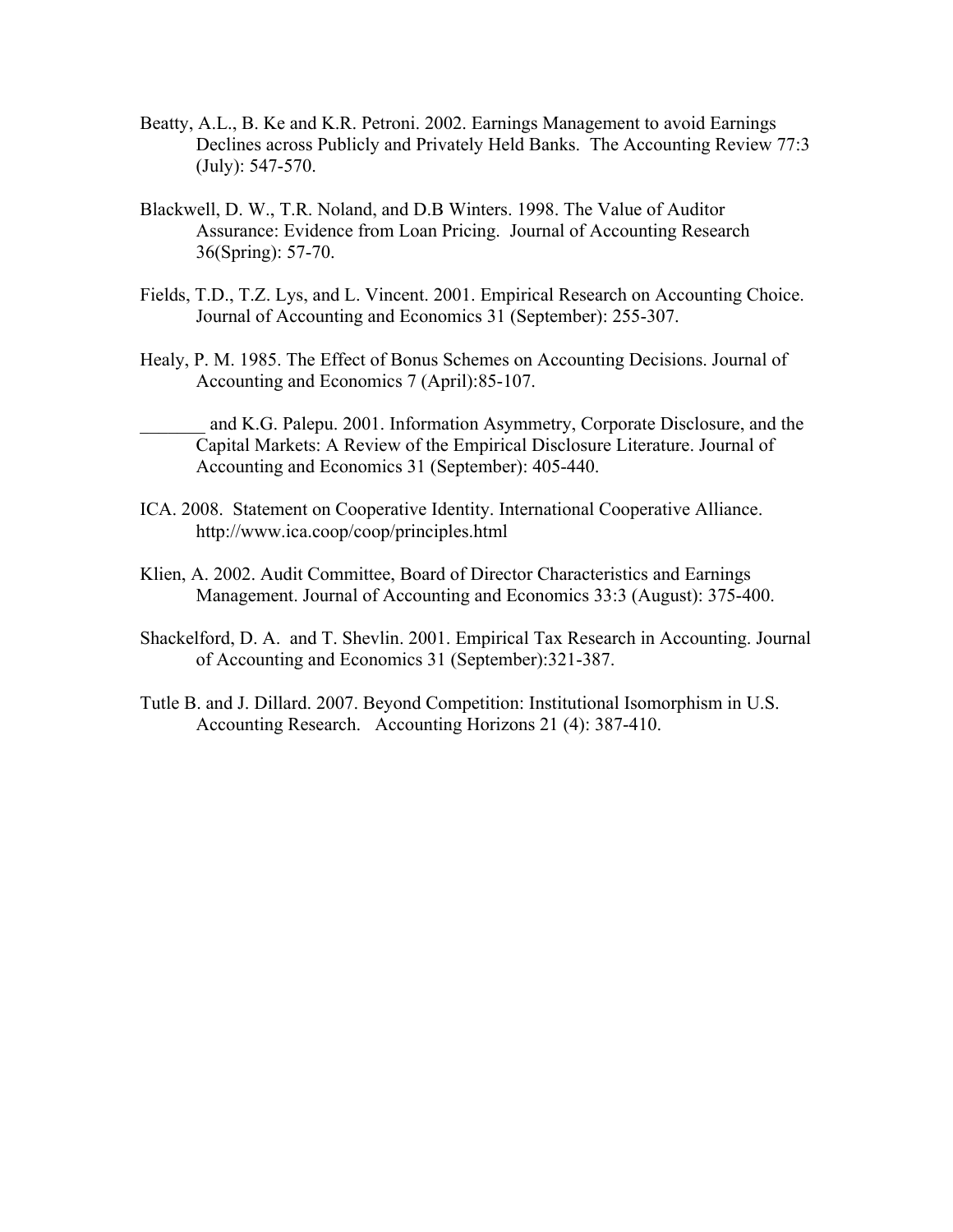Beatty, A.L., B. Ke and K.R. Petroni. 2002. Earnings Management to avoid Earnings Declines across Publicly and Privately Held Banks. The Accounting Review 77:3 (July): 547-570.

Blackwell, D. W., T.R. Noland, and D.B Winters. 1998. The Value of Auditor Assurance: Evidence from Loan Pricing. Journal of Accounting Research 36(Spring): 57-70.

Fields, T.D., T.Z. Lys, and L. Vincent. 2001. Empirical Research on Accounting Choice. Journal of Accounting and Economics 31 (September): 255-307.

Healy, P. M. 1985. The Effect of Bonus Schemes on Accounting Decisions. Journal of Accounting and Economics 7 (April):85-107.

_______ and K.G. Palepu. 2001. Information Asymmetry, Corporate Disclosure, and the Capital Markets: A Review of the Empirical Disclosure Literature. Journal of Accounting and Economics 31 (September): 405-440.

ICA. 2008. Statement on Cooperative Identity. International Cooperative Alliance. http://www.ica.coop/coop/principles.html

Klien, A. 2002. Audit Committee, Board of Director Characteristics and Earnings Management. Journal of Accounting and Economics 33:3 (August): 375-400.

Shackelford, D. A. and T. Shevlin. 2001. Empirical Tax Research in Accounting. Journal of Accounting and Economics 31 (September):321-387.

Tutle B. and J. Dillard. 2007. Beyond Competition: Institutional Isomorphism in U.S. Accounting Research. Accounting Horizons 21 (4): 387-410.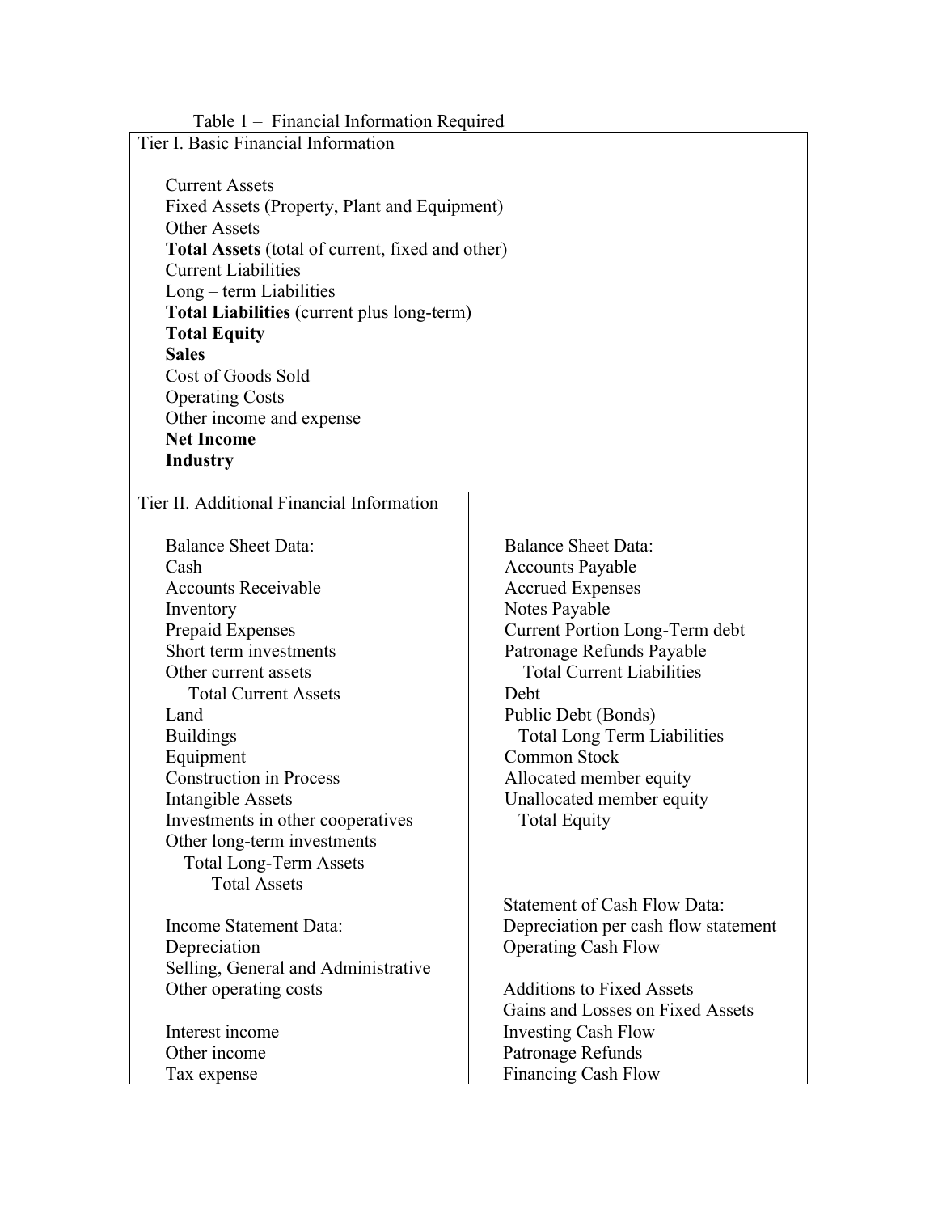Table 1 – Financial Information Required

| Tier I. Basic Financial Information | |
|---|---|
| Current Assets<br>Fixed Assets (Property, Plant and Equipment)<br>Other Assets<br>**Total Assets** (total of current, fixed and other)<br>Current Liabilities<br>Long – term Liabilities<br>**Total Liabilities** (current plus long-term)<br>**Total Equity**<br>**Sales**<br>Cost of Goods Sold<br>Operating Costs<br>Other income and expense<br>**Net Income**<br>**Industry** | |
| **Tier II. Additional Financial Information** | |
| Balance Sheet Data:<br>Cash<br>Accounts Receivable<br>Inventory<br>Prepaid Expenses<br>Short term investments<br>Other current assets<br>Total Current Assets<br>Land<br>Buildings<br>Equipment<br>Construction in Process<br>Intangible Assets<br>Investments in other cooperatives<br>Other long-term investments<br>Total Long-Term Assets<br>Total Assets | Balance Sheet Data:<br>Accounts Payable<br>Accrued Expenses<br>Notes Payable<br>Current Portion Long-Term debt<br>Patronage Refunds Payable<br>Total Current Liabilities<br>Debt<br>Public Debt (Bonds)<br>Total Long Term Liabilities<br>Common Stock<br>Allocated member equity<br>Unallocated member equity<br>Total Equity |
| Income Statement Data:<br>Depreciation<br>Selling, General and Administrative<br>Other operating costs<br><br>Interest income<br>Other income<br>Tax expense | Statement of Cash Flow Data:<br>Depreciation per cash flow statement<br>Operating Cash Flow<br><br>Additions to Fixed Assets<br>Gains and Losses on Fixed Assets<br>Investing Cash Flow<br>Patronage Refunds<br>Financing Cash Flow |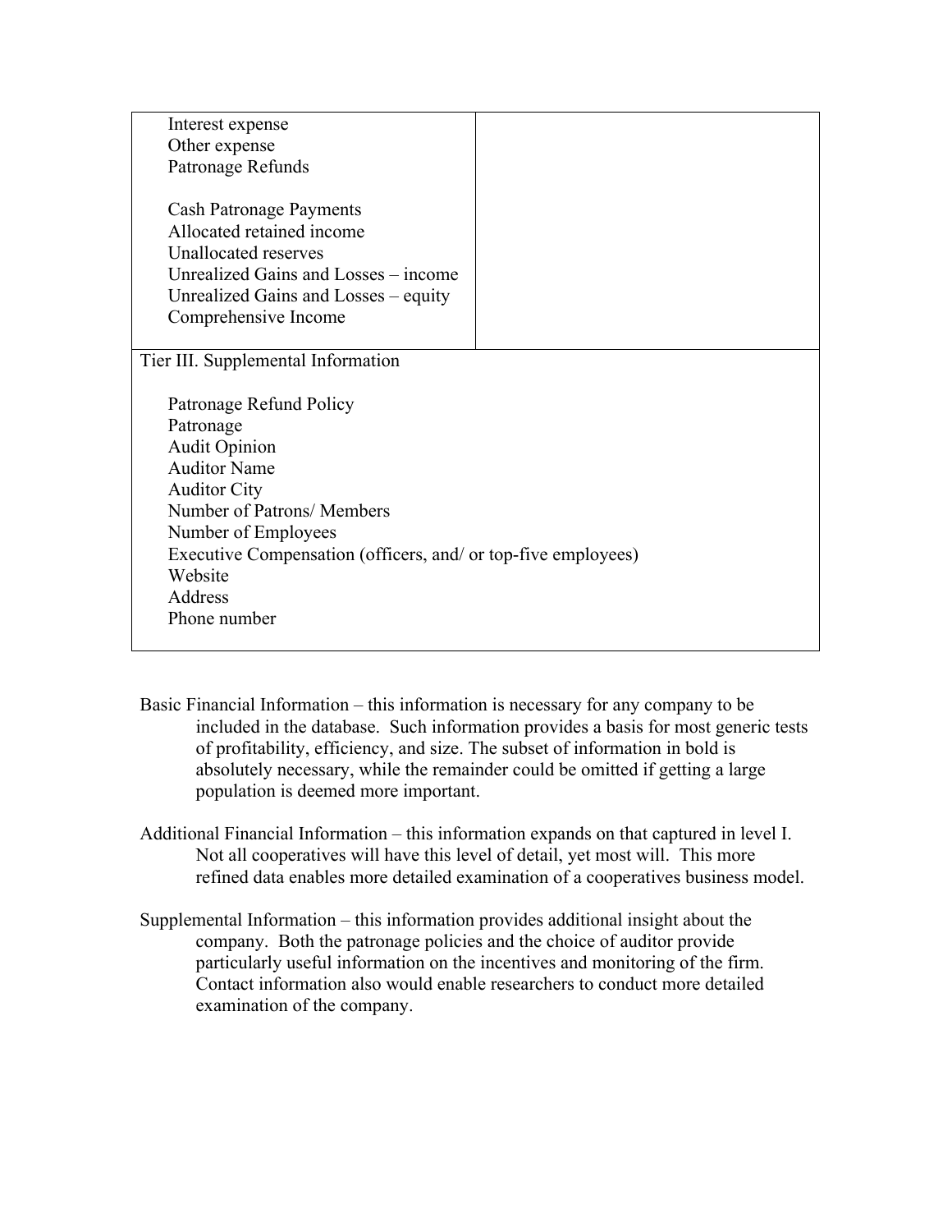| | |
|---|---|
| Interest expense<br>Other expense<br>Patronage Refunds<br><br>Cash Patronage Payments<br>Allocated retained income<br>Unallocated reserves<br>Unrealized Gains and Losses – income<br>Unrealized Gains and Losses – equity<br>Comprehensive Income | |
| Tier III. Supplemental Information<br><br>Patronage Refund Policy<br>Patronage<br>Audit Opinion<br>Auditor Name<br>Auditor City<br>Number of Patrons/ Members<br>Number of Employees<br>Executive Compensation (officers, and/ or top-five employees)<br>Website<br>Address<br>Phone number | |

Basic Financial Information – this information is necessary for any company to be included in the database. Such information provides a basis for most generic tests of profitability, efficiency, and size. The subset of information in bold is absolutely necessary, while the remainder could be omitted if getting a large population is deemed more important.

Additional Financial Information – this information expands on that captured in level I. Not all cooperatives will have this level of detail, yet most will. This more refined data enables more detailed examination of a cooperatives business model.

Supplemental Information – this information provides additional insight about the company. Both the patronage policies and the choice of auditor provide particularly useful information on the incentives and monitoring of the firm. Contact information also would enable researchers to conduct more detailed examination of the company.